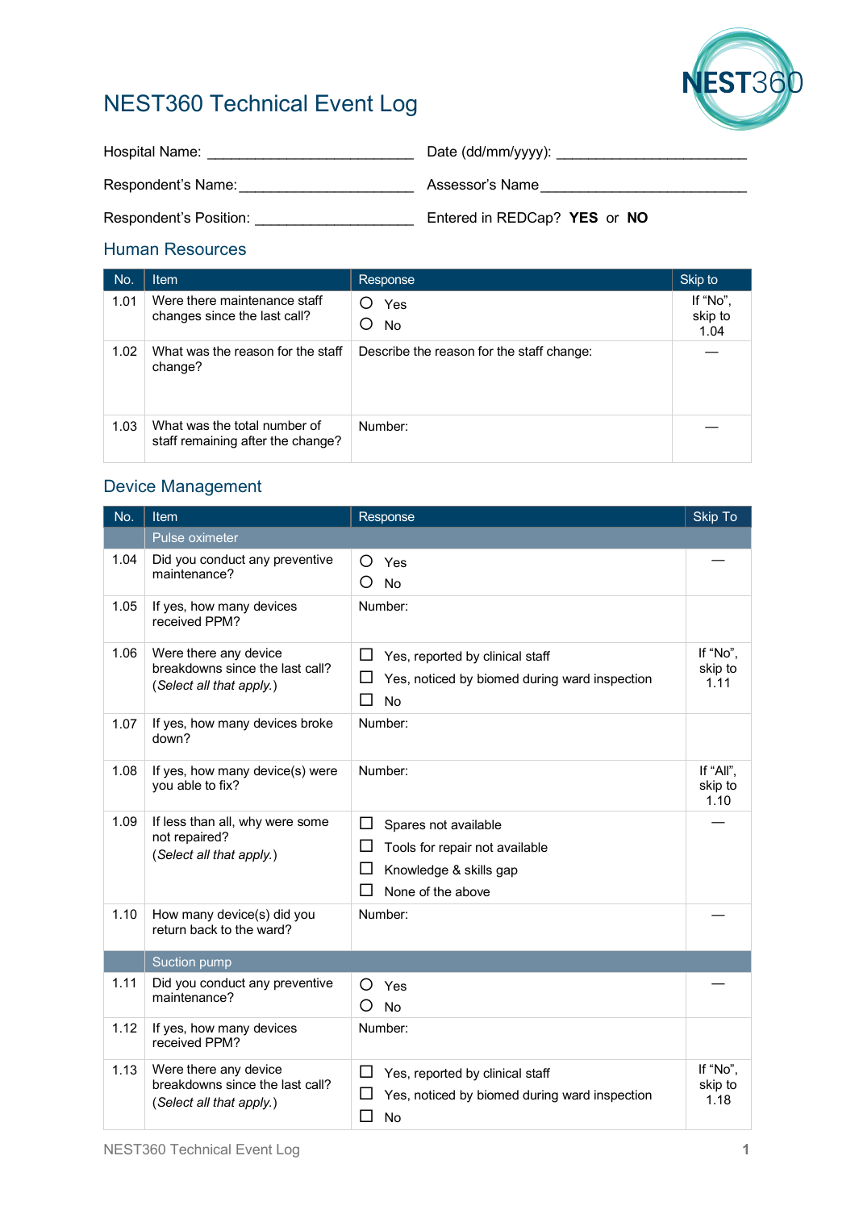# NEST360 Technical Event Log

Hospital Name: ___________________________ Date (dd/mm/yyyy): ________________________

Respondent's Name:______________________ Assessor's Name__________________________

Respondent's Position: ____________________ Entered in REDCap? **YES** or **NO**

## Human Resources

| No. | Item | Response | Skip to |
|---|---|---|---|
| 1.01 | Were there maintenance staff changes since the last call? | ○ Yes<br>○ No | If "No", skip to 1.04 |
| 1.02 | What was the reason for the staff change? | Describe the reason for the staff change: | — |
| 1.03 | What was the total number of staff remaining after the change? | Number: | — |

## Device Management

| No. | Item | Response | Skip To |
|---|---|---|---|
| | Pulse oximeter | | |
| 1.04 | Did you conduct any preventive maintenance? | ○ Yes<br>○ No | — |
| 1.05 | If yes, how many devices received PPM? | Number: | |
| 1.06 | Were there any device breakdowns since the last call? (*Select all that apply.*) | ☐ Yes, reported by clinical staff<br>☐ Yes, noticed by biomed during ward inspection<br>☐ No | If "No", skip to 1.11 |
| 1.07 | If yes, how many devices broke down? | Number: | |
| 1.08 | If yes, how many device(s) were you able to fix? | Number: | If "All", skip to 1.10 |
| 1.09 | If less than all, why were some not repaired? (*Select all that apply.*) | ☐ Spares not available<br>☐ Tools for repair not available<br>☐ Knowledge & skills gap<br>☐ None of the above | — |
| 1.10 | How many device(s) did you return back to the ward? | Number: | — |
| | Suction pump | | |
| 1.11 | Did you conduct any preventive maintenance? | ○ Yes<br>○ No | — |
| 1.12 | If yes, how many devices received PPM? | Number: | |
| 1.13 | Were there any device breakdowns since the last call? (*Select all that apply.*) | ☐ Yes, reported by clinical staff<br>☐ Yes, noticed by biomed during ward inspection<br>☐ No | If "No", skip to 1.18 |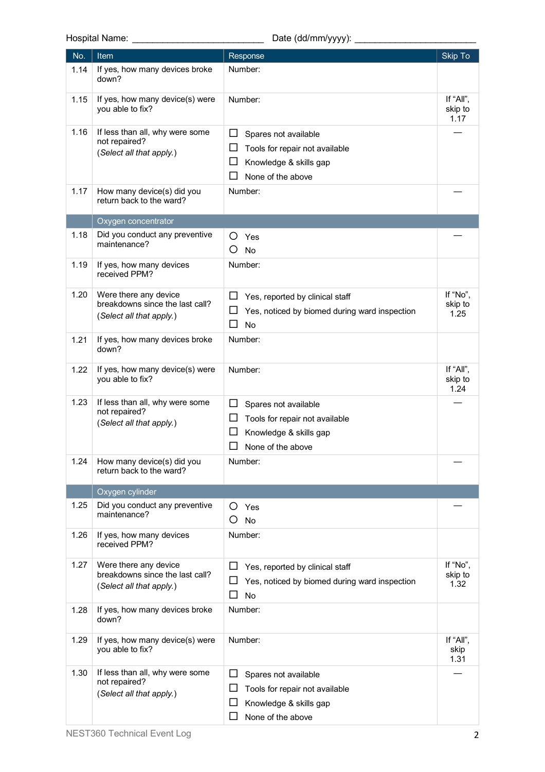Hospital Name: _________________________ Date (dd/mm/yyyy): ________________________

| No. | Item | Response | Skip To |
|---|---|---|---|
| 1.14 | If yes, how many devices broke down? | Number: | |
| 1.15 | If yes, how many device(s) were you able to fix? | Number: | If "All", skip to 1.17 |
| 1.16 | If less than all, why were some not repaired? (*Select all that apply.*) | ☐ Spares not available<br>☐ Tools for repair not available<br>☐ Knowledge & skills gap<br>☐ None of the above | — |
| 1.17 | How many device(s) did you return back to the ward? | Number: | — |
| | Oxygen concentrator | | |
| 1.18 | Did you conduct any preventive maintenance? | ○ Yes<br>○ No | — |
| 1.19 | If yes, how many devices received PPM? | Number: | |
| 1.20 | Were there any device breakdowns since the last call? (*Select all that apply.*) | ☐ Yes, reported by clinical staff<br>☐ Yes, noticed by biomed during ward inspection<br>☐ No | If "No", skip to 1.25 |
| 1.21 | If yes, how many devices broke down? | Number: | |
| 1.22 | If yes, how many device(s) were you able to fix? | Number: | If "All", skip to 1.24 |
| 1.23 | If less than all, why were some not repaired? (*Select all that apply.*) | ☐ Spares not available<br>☐ Tools for repair not available<br>☐ Knowledge & skills gap<br>☐ None of the above | — |
| 1.24 | How many device(s) did you return back to the ward? | Number: | — |
| | Oxygen cylinder | | |
| 1.25 | Did you conduct any preventive maintenance? | ○ Yes<br>○ No | — |
| 1.26 | If yes, how many devices received PPM? | Number: | |
| 1.27 | Were there any device breakdowns since the last call? (*Select all that apply.*) | ☐ Yes, reported by clinical staff<br>☐ Yes, noticed by biomed during ward inspection<br>☐ No | If "No", skip to 1.32 |
| 1.28 | If yes, how many devices broke down? | Number: | |
| 1.29 | If yes, how many device(s) were you able to fix? | Number: | If "All", skip 1.31 |
| 1.30 | If less than all, why were some not repaired? (*Select all that apply.*) | ☐ Spares not available<br>☐ Tools for repair not available<br>☐ Knowledge & skills gap<br>☐ None of the above | — |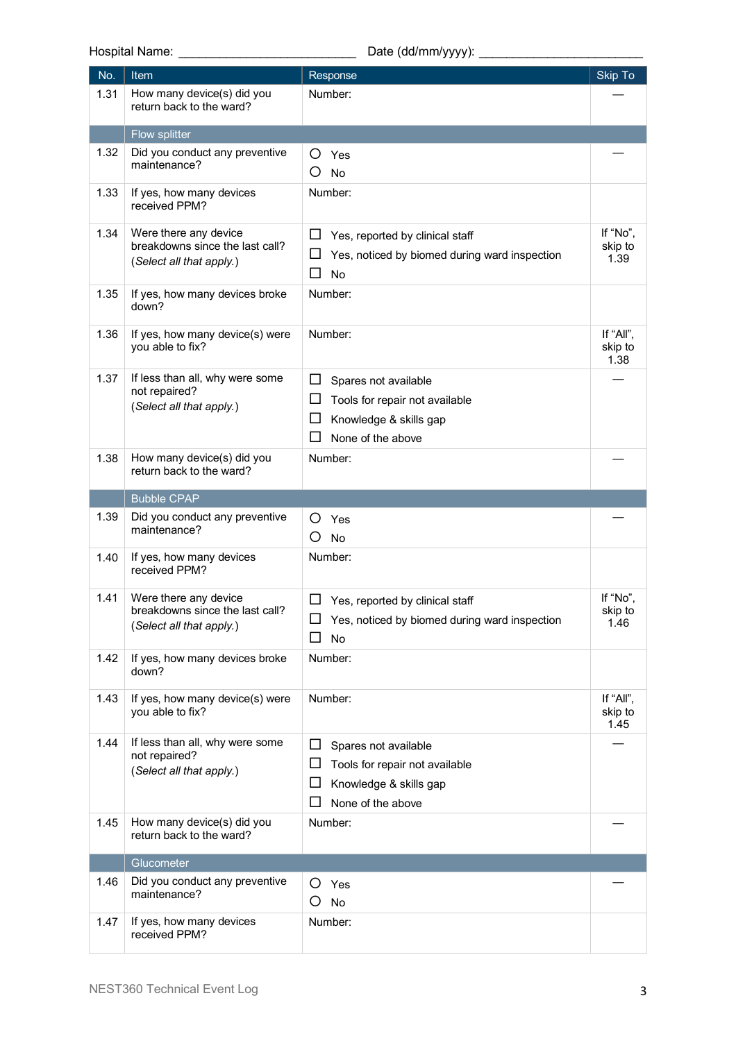Hospital Name: ________________________ Date (dd/mm/yyyy): ________________________

| No. | Item | Response | Skip To |
|---|---|---|---|
| 1.31 | How many device(s) did you return back to the ward? | Number: | — |
| | **Flow splitter** | | |
| 1.32 | Did you conduct any preventive maintenance? | ○ Yes<br>○ No | — |
| 1.33 | If yes, how many devices received PPM? | Number: | |
| 1.34 | Were there any device breakdowns since the last call?<br>(*Select all that apply.*) | ☐ Yes, reported by clinical staff<br>☐ Yes, noticed by biomed during ward inspection<br>☐ No | If "No", skip to 1.39 |
| 1.35 | If yes, how many devices broke down? | Number: | |
| 1.36 | If yes, how many device(s) were you able to fix? | Number: | If "All", skip to 1.38 |
| 1.37 | If less than all, why were some not repaired?<br>(*Select all that apply.*) | ☐ Spares not available<br>☐ Tools for repair not available<br>☐ Knowledge & skills gap<br>☐ None of the above | — |
| 1.38 | How many device(s) did you return back to the ward? | Number: | — |
| | **Bubble CPAP** | | |
| 1.39 | Did you conduct any preventive maintenance? | ○ Yes<br>○ No | — |
| 1.40 | If yes, how many devices received PPM? | Number: | |
| 1.41 | Were there any device breakdowns since the last call?<br>(*Select all that apply.*) | ☐ Yes, reported by clinical staff<br>☐ Yes, noticed by biomed during ward inspection<br>☐ No | If "No", skip to 1.46 |
| 1.42 | If yes, how many devices broke down? | Number: | |
| 1.43 | If yes, how many device(s) were you able to fix? | Number: | If "All", skip to 1.45 |
| 1.44 | If less than all, why were some not repaired?<br>(*Select all that apply.*) | ☐ Spares not available<br>☐ Tools for repair not available<br>☐ Knowledge & skills gap<br>☐ None of the above | — |
| 1.45 | How many device(s) did you return back to the ward? | Number: | — |
| | **Glucometer** | | |
| 1.46 | Did you conduct any preventive maintenance? | ○ Yes<br>○ No | — |
| 1.47 | If yes, how many devices received PPM? | Number: | |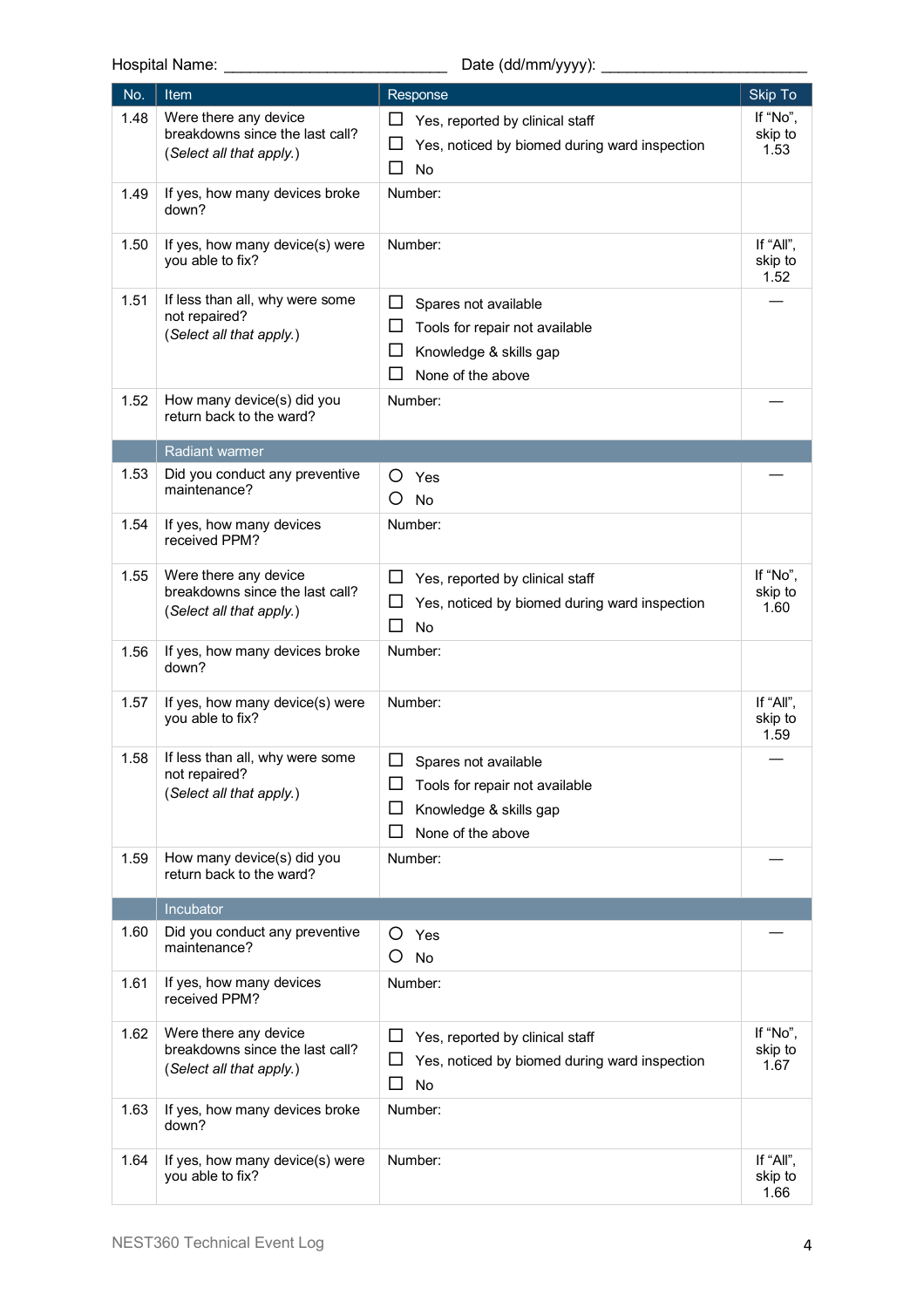Hospital Name: _________________________ Date (dd/mm/yyyy): _______________________

| No. | Item | Response | Skip To |
|---|---|---|---|
| 1.48 | Were there any device breakdowns since the last call? (*Select all that apply.*) | ☐ Yes, reported by clinical staff<br>☐ Yes, noticed by biomed during ward inspection<br>☐ No | If "No", skip to 1.53 |
| 1.49 | If yes, how many devices broke down? | Number: | |
| 1.50 | If yes, how many device(s) were you able to fix? | Number: | If "All", skip to 1.52 |
| 1.51 | If less than all, why were some not repaired? (*Select all that apply.*) | ☐ Spares not available<br>☐ Tools for repair not available<br>☐ Knowledge & skills gap<br>☐ None of the above | — |
| 1.52 | How many device(s) did you return back to the ward? | Number: | — |
| | **Radiant warmer** | | |
| 1.53 | Did you conduct any preventive maintenance? | ○ Yes<br>○ No | — |
| 1.54 | If yes, how many devices received PPM? | Number: | |
| 1.55 | Were there any device breakdowns since the last call? (*Select all that apply.*) | ☐ Yes, reported by clinical staff<br>☐ Yes, noticed by biomed during ward inspection<br>☐ No | If "No", skip to 1.60 |
| 1.56 | If yes, how many devices broke down? | Number: | |
| 1.57 | If yes, how many device(s) were you able to fix? | Number: | If "All", skip to 1.59 |
| 1.58 | If less than all, why were some not repaired? (*Select all that apply.*) | ☐ Spares not available<br>☐ Tools for repair not available<br>☐ Knowledge & skills gap<br>☐ None of the above | — |
| 1.59 | How many device(s) did you return back to the ward? | Number: | — |
| | **Incubator** | | |
| 1.60 | Did you conduct any preventive maintenance? | ○ Yes<br>○ No | — |
| 1.61 | If yes, how many devices received PPM? | Number: | |
| 1.62 | Were there any device breakdowns since the last call? (*Select all that apply.*) | ☐ Yes, reported by clinical staff<br>☐ Yes, noticed by biomed during ward inspection<br>☐ No | If "No", skip to 1.67 |
| 1.63 | If yes, how many devices broke down? | Number: | |
| 1.64 | If yes, how many device(s) were you able to fix? | Number: | If "All", skip to 1.66 |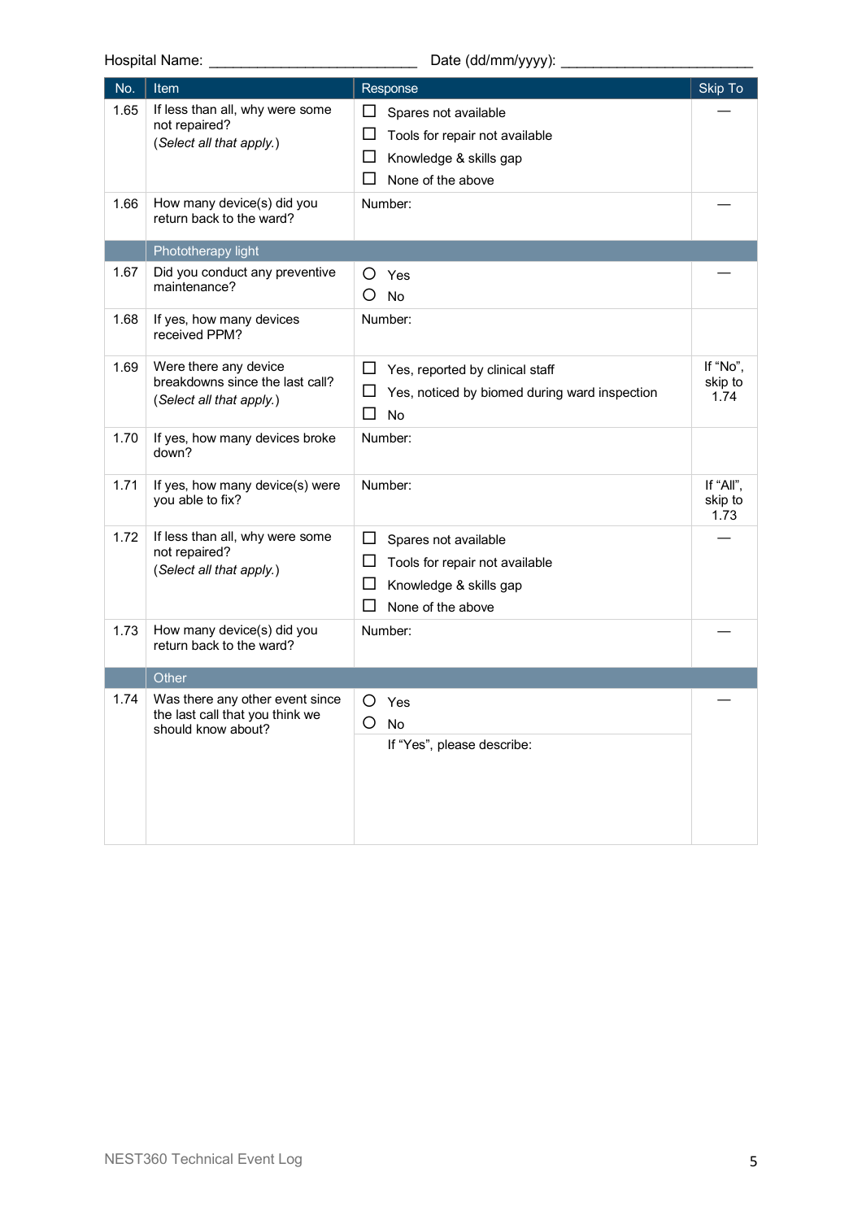Hospital Name: _________________________ Date (dd/mm/yyyy): _______________________

| No. | Item | Response | Skip To |
|---|---|---|---|
| 1.65 | If less than all, why were some not repaired? (*Select all that apply.*) | ☐ Spares not available<br>☐ Tools for repair not available<br>☐ Knowledge & skills gap<br>☐ None of the above | — |
| 1.66 | How many device(s) did you return back to the ward? | Number: | — |
| | Phototherapy light | | |
| 1.67 | Did you conduct any preventive maintenance? | ○ Yes<br>○ No | — |
| 1.68 | If yes, how many devices received PPM? | Number: | |
| 1.69 | Were there any device breakdowns since the last call? (*Select all that apply.*) | ☐ Yes, reported by clinical staff<br>☐ Yes, noticed by biomed during ward inspection<br>☐ No | If "No", skip to 1.74 |
| 1.70 | If yes, how many devices broke down? | Number: | |
| 1.71 | If yes, how many device(s) were you able to fix? | Number: | If "All", skip to 1.73 |
| 1.72 | If less than all, why were some not repaired? (*Select all that apply.*) | ☐ Spares not available<br>☐ Tools for repair not available<br>☐ Knowledge & skills gap<br>☐ None of the above | — |
| 1.73 | How many device(s) did you return back to the ward? | Number: | — |
| | Other | | |
| 1.74 | Was there any other event since the last call that you think we should know about? | ○ Yes<br>○ No<br>If "Yes", please describe: | — |

NEST360 Technical Event Log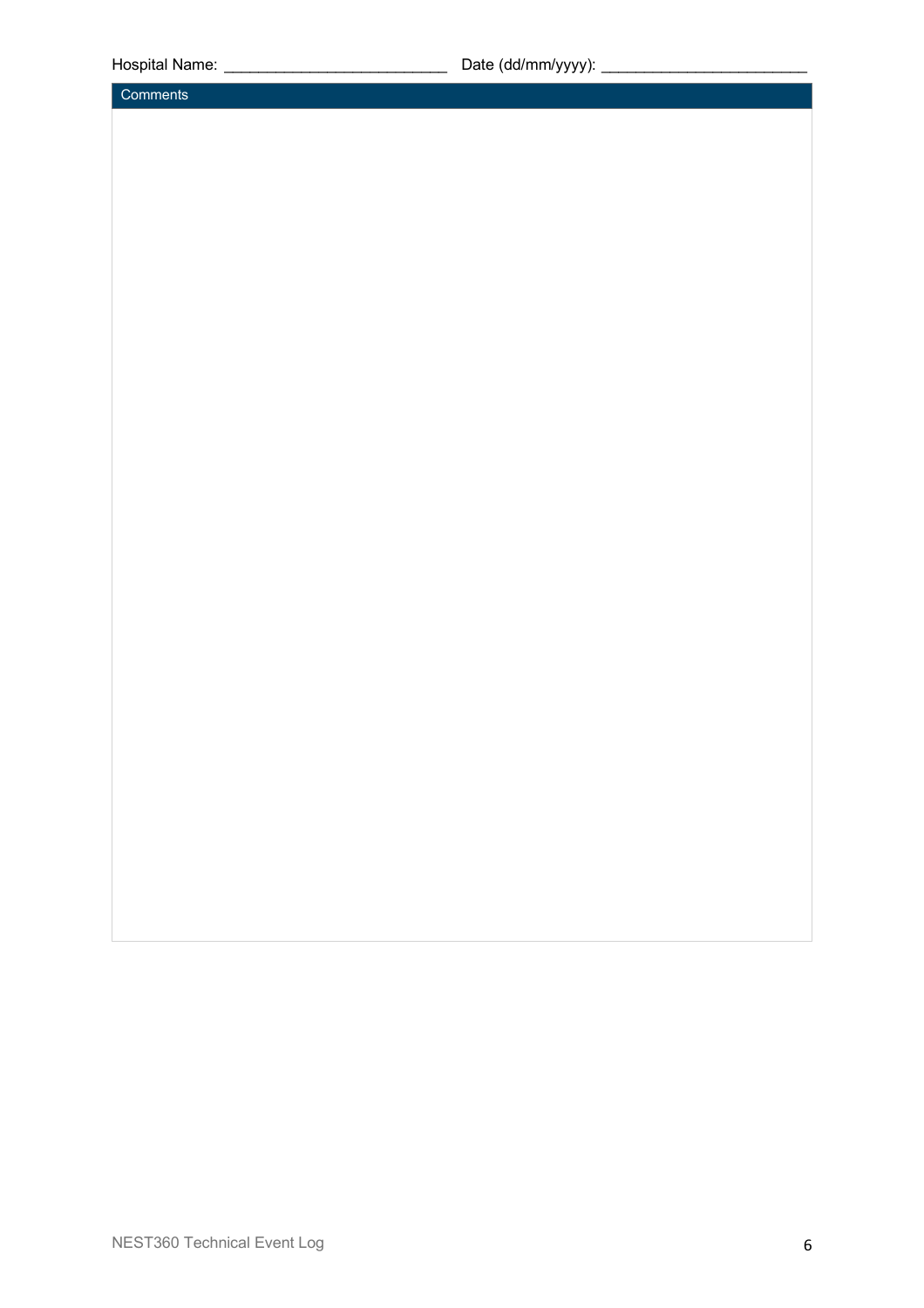Hospital Name: _________________________ Date (dd/mm/yyyy): _______________________

| Comments |
| --- |
| |